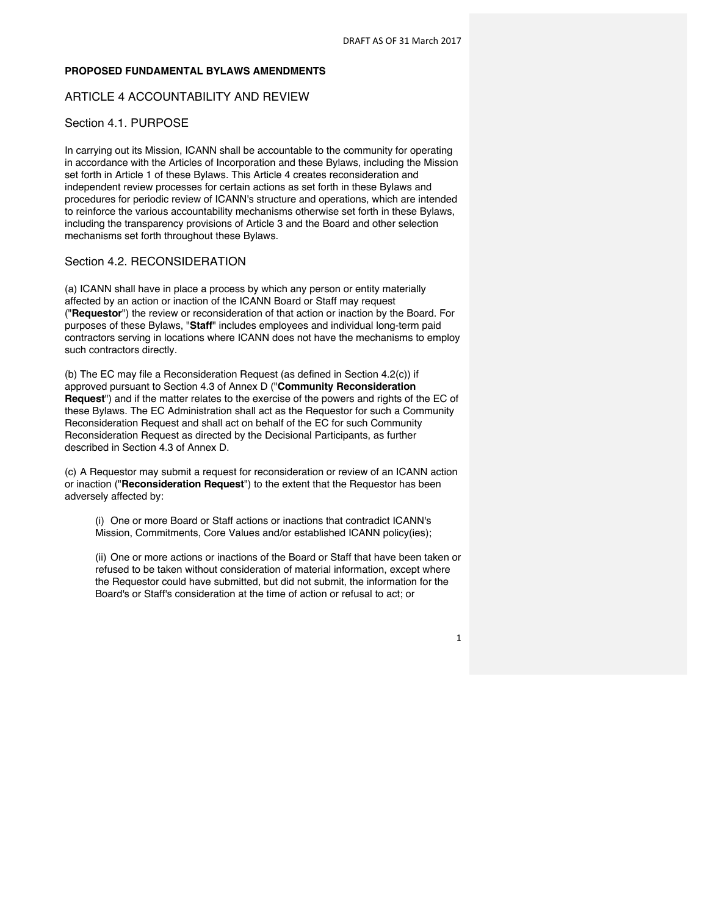DRAFT AS OF 31 March 2017

**PROPOSED FUNDAMENTAL BYLAWS AMENDMENTS**

## ARTICLE 4 ACCOUNTABILITY AND REVIEW

### Section 4.1. PURPOSE

In carrying out its Mission, ICANN shall be accountable to the community for operating in accordance with the Articles of Incorporation and these Bylaws, including the Mission set forth in Article 1 of these Bylaws. This Article 4 creates reconsideration and independent review processes for certain actions as set forth in these Bylaws and procedures for periodic review of ICANN's structure and operations, which are intended to reinforce the various accountability mechanisms otherwise set forth in these Bylaws, including the transparency provisions of Article 3 and the Board and other selection mechanisms set forth throughout these Bylaws.

### Section 4.2. RECONSIDERATION

(a) ICANN shall have in place a process by which any person or entity materially affected by an action or inaction of the ICANN Board or Staff may request ("**Requestor**") the review or reconsideration of that action or inaction by the Board. For purposes of these Bylaws, "**Staff**" includes employees and individual long-term paid contractors serving in locations where ICANN does not have the mechanisms to employ such contractors directly.

(b) The EC may file a Reconsideration Request (as defined in Section 4.2(c)) if approved pursuant to Section 4.3 of Annex D ("**Community Reconsideration Request**") and if the matter relates to the exercise of the powers and rights of the EC of these Bylaws. The EC Administration shall act as the Requestor for such a Community Reconsideration Request and shall act on behalf of the EC for such Community Reconsideration Request as directed by the Decisional Participants, as further described in Section 4.3 of Annex D.

(c) A Requestor may submit a request for reconsideration or review of an ICANN action or inaction ("**Reconsideration Request**") to the extent that the Requestor has been adversely affected by:

> (i) One or more Board or Staff actions or inactions that contradict ICANN's Mission, Commitments, Core Values and/or established ICANN policy(ies);
>
> (ii) One or more actions or inactions of the Board or Staff that have been taken or refused to be taken without consideration of material information, except where the Requestor could have submitted, but did not submit, the information for the Board's or Staff's consideration at the time of action or refusal to act; or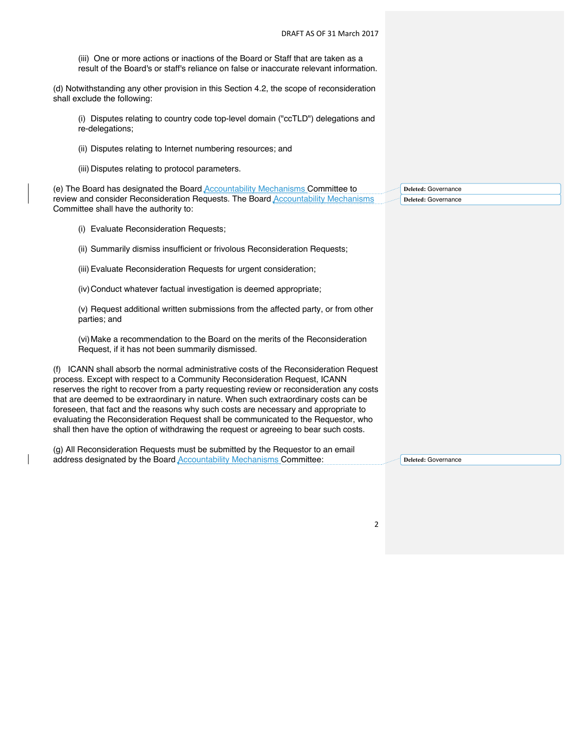(iii) One or more actions or inactions of the Board or Staff that are taken as a result of the Board's or staff's reliance on false or inaccurate relevant information.

(d) Notwithstanding any other provision in this Section 4.2, the scope of reconsideration shall exclude the following:

(i) Disputes relating to country code top-level domain ("ccTLD") delegations and re-delegations;

(ii) Disputes relating to Internet numbering resources; and

(iii) Disputes relating to protocol parameters.

(e) The Board has designated the Board Accountability Mechanisms Committee to review and consider Reconsideration Requests. The Board Accountability Mechanisms Committee shall have the authority to:

(i) Evaluate Reconsideration Requests;

(ii) Summarily dismiss insufficient or frivolous Reconsideration Requests;

(iii) Evaluate Reconsideration Requests for urgent consideration;

(iv) Conduct whatever factual investigation is deemed appropriate;

(v) Request additional written submissions from the affected party, or from other parties; and

(vi) Make a recommendation to the Board on the merits of the Reconsideration Request, if it has not been summarily dismissed.

(f) ICANN shall absorb the normal administrative costs of the Reconsideration Request process. Except with respect to a Community Reconsideration Request, ICANN reserves the right to recover from a party requesting review or reconsideration any costs that are deemed to be extraordinary in nature. When such extraordinary costs can be foreseen, that fact and the reasons why such costs are necessary and appropriate to evaluating the Reconsideration Request shall be communicated to the Requestor, who shall then have the option of withdrawing the request or agreeing to bear such costs.

(g) All Reconsideration Requests must be submitted by the Requestor to an email address designated by the Board Accountability Mechanisms Committee: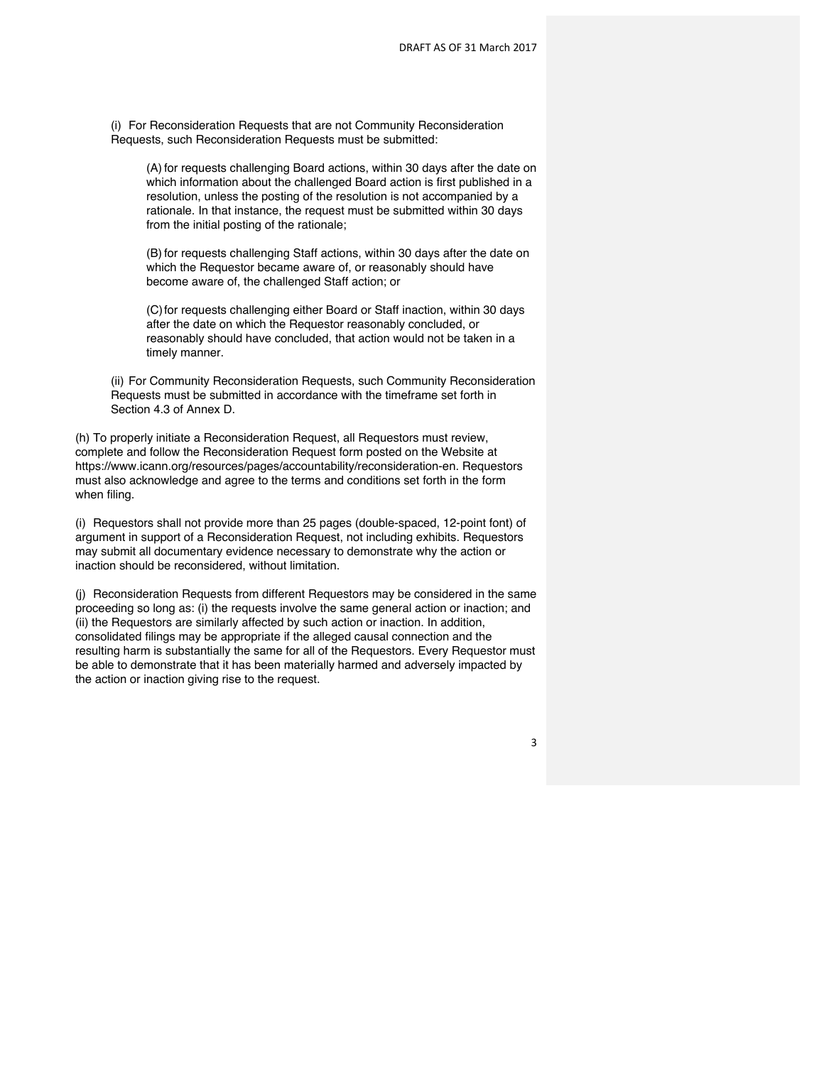(i) For Reconsideration Requests that are not Community Reconsideration Requests, such Reconsideration Requests must be submitted:

(A) for requests challenging Board actions, within 30 days after the date on which information about the challenged Board action is first published in a resolution, unless the posting of the resolution is not accompanied by a rationale. In that instance, the request must be submitted within 30 days from the initial posting of the rationale;

(B) for requests challenging Staff actions, within 30 days after the date on which the Requestor became aware of, or reasonably should have become aware of, the challenged Staff action; or

(C) for requests challenging either Board or Staff inaction, within 30 days after the date on which the Requestor reasonably concluded, or reasonably should have concluded, that action would not be taken in a timely manner.

(ii) For Community Reconsideration Requests, such Community Reconsideration Requests must be submitted in accordance with the timeframe set forth in Section 4.3 of Annex D.

(h) To properly initiate a Reconsideration Request, all Requestors must review, complete and follow the Reconsideration Request form posted on the Website at https://www.icann.org/resources/pages/accountability/reconsideration-en. Requestors must also acknowledge and agree to the terms and conditions set forth in the form when filing.

(i) Requestors shall not provide more than 25 pages (double-spaced, 12-point font) of argument in support of a Reconsideration Request, not including exhibits. Requestors may submit all documentary evidence necessary to demonstrate why the action or inaction should be reconsidered, without limitation.

(j) Reconsideration Requests from different Requestors may be considered in the same proceeding so long as: (i) the requests involve the same general action or inaction; and (ii) the Requestors are similarly affected by such action or inaction. In addition, consolidated filings may be appropriate if the alleged causal connection and the resulting harm is substantially the same for all of the Requestors. Every Requestor must be able to demonstrate that it has been materially harmed and adversely impacted by the action or inaction giving rise to the request.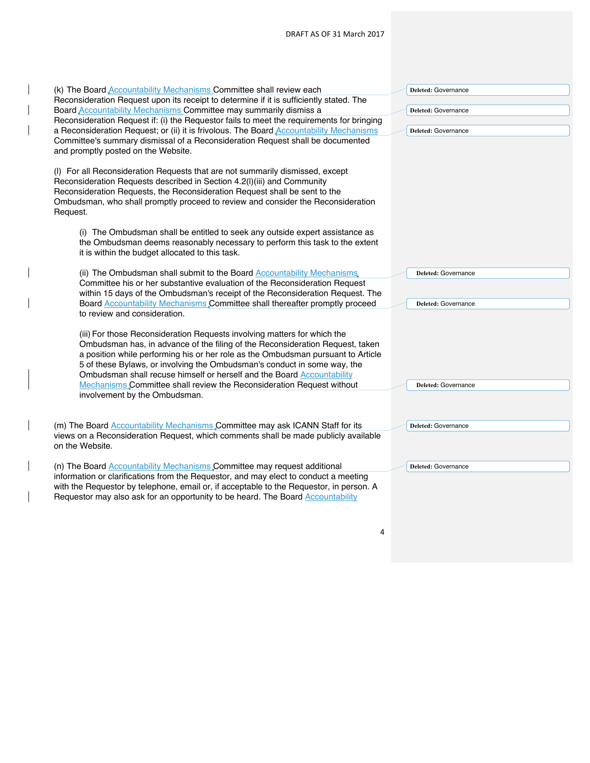(k) The Board Accountability Mechanisms Committee shall review each Reconsideration Request upon its receipt to determine if it is sufficiently stated. The Board Accountability Mechanisms Committee may summarily dismiss a Reconsideration Request if: (i) the Requestor fails to meet the requirements for bringing a Reconsideration Request; or (ii) it is frivolous. The Board Accountability Mechanisms Committee's summary dismissal of a Reconsideration Request shall be documented and promptly posted on the Website.

(l) For all Reconsideration Requests that are not summarily dismissed, except Reconsideration Requests described in Section 4.2(l)(iii) and Community Reconsideration Requests, the Reconsideration Request shall be sent to the Ombudsman, who shall promptly proceed to review and consider the Reconsideration Request.

> (i) The Ombudsman shall be entitled to seek any outside expert assistance as the Ombudsman deems reasonably necessary to perform this task to the extent it is within the budget allocated to this task.
>
> (ii) The Ombudsman shall submit to the Board Accountability Mechanisms Committee his or her substantive evaluation of the Reconsideration Request within 15 days of the Ombudsman's receipt of the Reconsideration Request. The Board Accountability Mechanisms Committee shall thereafter promptly proceed to review and consideration.
>
> (iii) For those Reconsideration Requests involving matters for which the Ombudsman has, in advance of the filing of the Reconsideration Request, taken a position while performing his or her role as the Ombudsman pursuant to Article 5 of these Bylaws, or involving the Ombudsman's conduct in some way, the Ombudsman shall recuse himself or herself and the Board Accountability Mechanisms Committee shall review the Reconsideration Request without involvement by the Ombudsman.

(m) The Board Accountability Mechanisms Committee may ask ICANN Staff for its views on a Reconsideration Request, which comments shall be made publicly available on the Website.

(n) The Board Accountability Mechanisms Committee may request additional information or clarifications from the Requestor, and may elect to conduct a meeting with the Requestor by telephone, email or, if acceptable to the Requestor, in person. A Requestor may also ask for an opportunity to be heard. The Board Accountability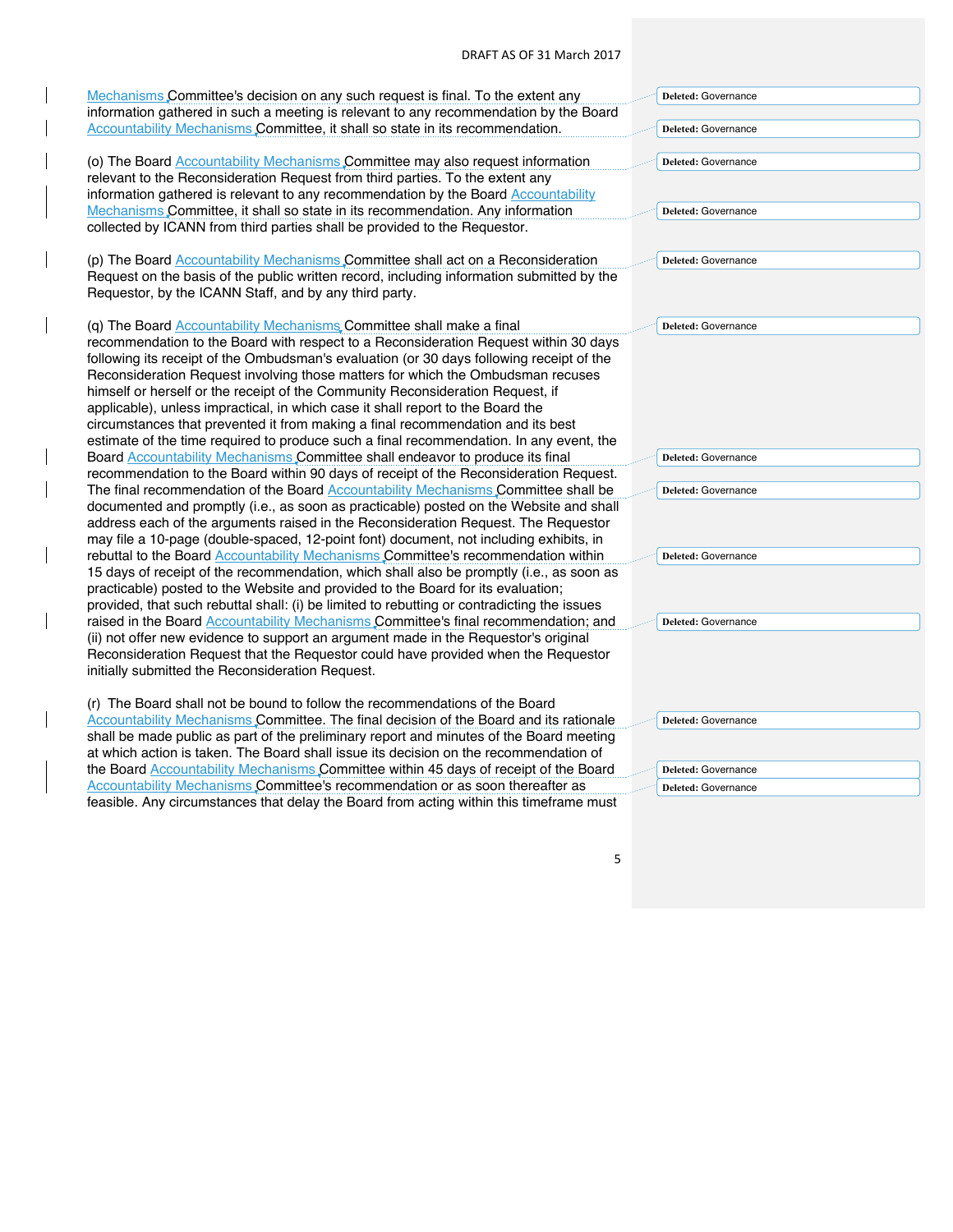Mechanisms Committee's decision on any such request is final. To the extent any information gathered in such a meeting is relevant to any recommendation by the Board Accountability Mechanisms Committee, it shall so state in its recommendation.

(o) The Board Accountability Mechanisms Committee may also request information relevant to the Reconsideration Request from third parties. To the extent any information gathered is relevant to any recommendation by the Board Accountability Mechanisms Committee, it shall so state in its recommendation. Any information collected by ICANN from third parties shall be provided to the Requestor.

(p) The Board Accountability Mechanisms Committee shall act on a Reconsideration Request on the basis of the public written record, including information submitted by the Requestor, by the ICANN Staff, and by any third party.

(q) The Board Accountability Mechanisms Committee shall make a final recommendation to the Board with respect to a Reconsideration Request within 30 days following its receipt of the Ombudsman's evaluation (or 30 days following receipt of the Reconsideration Request involving those matters for which the Ombudsman recuses himself or herself or the receipt of the Community Reconsideration Request, if applicable), unless impractical, in which case it shall report to the Board the circumstances that prevented it from making a final recommendation and its best estimate of the time required to produce such a final recommendation. In any event, the Board Accountability Mechanisms Committee shall endeavor to produce its final recommendation to the Board within 90 days of receipt of the Reconsideration Request. The final recommendation of the Board Accountability Mechanisms Committee shall be documented and promptly (i.e., as soon as practicable) posted on the Website and shall address each of the arguments raised in the Reconsideration Request. The Requestor may file a 10-page (double-spaced, 12-point font) document, not including exhibits, in rebuttal to the Board Accountability Mechanisms Committee's recommendation within 15 days of receipt of the recommendation, which shall also be promptly (i.e., as soon as practicable) posted to the Website and provided to the Board for its evaluation; provided, that such rebuttal shall: (i) be limited to rebutting or contradicting the issues raised in the Board Accountability Mechanisms Committee's final recommendation; and (ii) not offer new evidence to support an argument made in the Requestor's original Reconsideration Request that the Requestor could have provided when the Requestor initially submitted the Reconsideration Request.

(r) The Board shall not be bound to follow the recommendations of the Board Accountability Mechanisms Committee. The final decision of the Board and its rationale shall be made public as part of the preliminary report and minutes of the Board meeting at which action is taken. The Board shall issue its decision on the recommendation of the Board Accountability Mechanisms Committee within 45 days of receipt of the Board Accountability Mechanisms Committee's recommendation or as soon thereafter as feasible. Any circumstances that delay the Board from acting within this timeframe must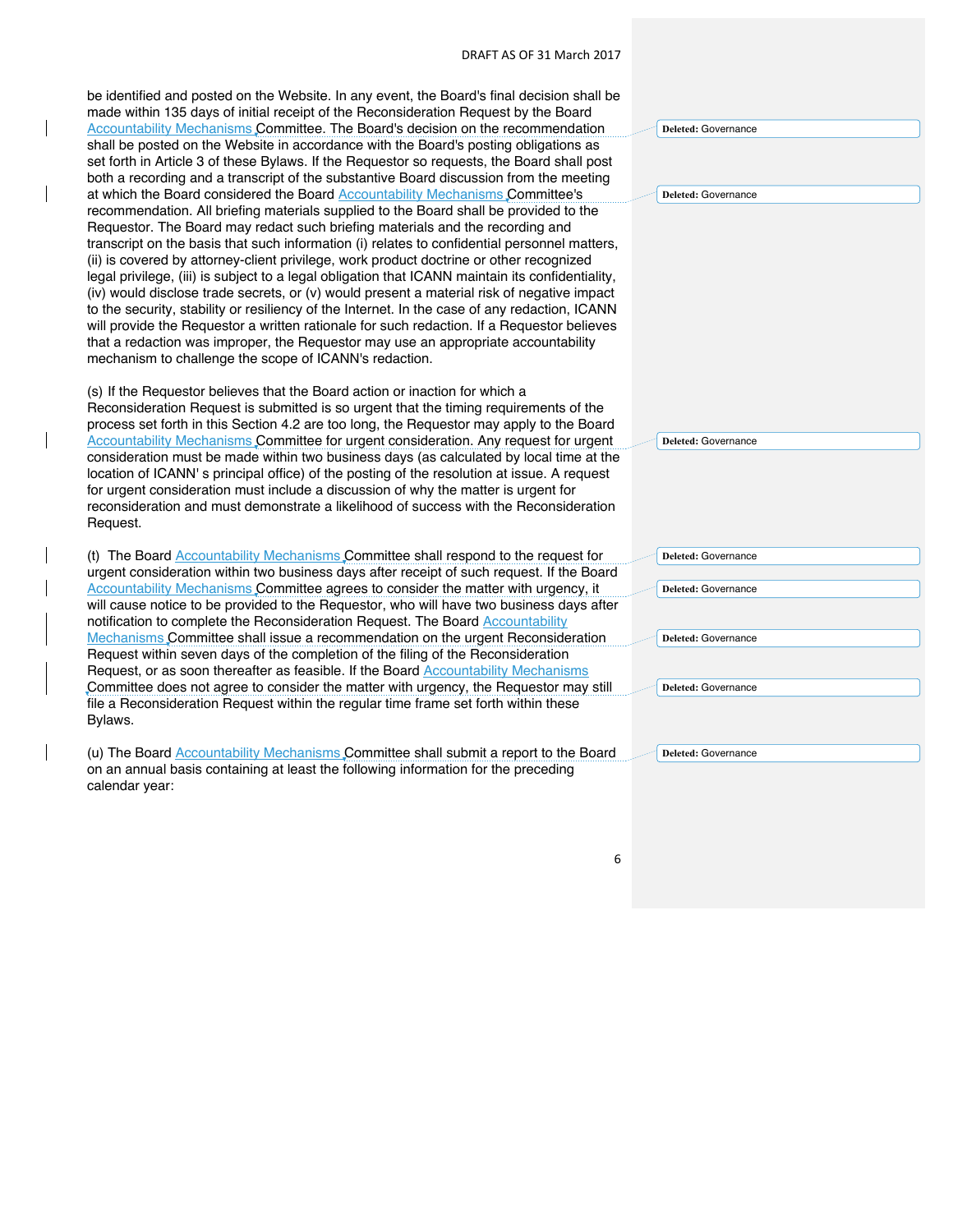be identified and posted on the Website. In any event, the Board's final decision shall be made within 135 days of initial receipt of the Reconsideration Request by the Board Accountability Mechanisms Committee. The Board's decision on the recommendation shall be posted on the Website in accordance with the Board's posting obligations as set forth in Article 3 of these Bylaws. If the Requestor so requests, the Board shall post both a recording and a transcript of the substantive Board discussion from the meeting at which the Board considered the Board Accountability Mechanisms Committee's recommendation. All briefing materials supplied to the Board shall be provided to the Requestor. The Board may redact such briefing materials and the recording and transcript on the basis that such information (i) relates to confidential personnel matters, (ii) is covered by attorney-client privilege, work product doctrine or other recognized legal privilege, (iii) is subject to a legal obligation that ICANN maintain its confidentiality, (iv) would disclose trade secrets, or (v) would present a material risk of negative impact to the security, stability or resiliency of the Internet. In the case of any redaction, ICANN will provide the Requestor a written rationale for such redaction. If a Requestor believes that a redaction was improper, the Requestor may use an appropriate accountability mechanism to challenge the scope of ICANN's redaction.

(s) If the Requestor believes that the Board action or inaction for which a Reconsideration Request is submitted is so urgent that the timing requirements of the process set forth in this Section 4.2 are too long, the Requestor may apply to the Board Accountability Mechanisms Committee for urgent consideration. Any request for urgent consideration must be made within two business days (as calculated by local time at the location of ICANN' s principal office) of the posting of the resolution at issue. A request for urgent consideration must include a discussion of why the matter is urgent for reconsideration and must demonstrate a likelihood of success with the Reconsideration Request.

(t) The Board Accountability Mechanisms Committee shall respond to the request for urgent consideration within two business days after receipt of such request. If the Board Accountability Mechanisms Committee agrees to consider the matter with urgency, it will cause notice to be provided to the Requestor, who will have two business days after notification to complete the Reconsideration Request. The Board Accountability Mechanisms Committee shall issue a recommendation on the urgent Reconsideration Request within seven days of the completion of the filing of the Reconsideration Request, or as soon thereafter as feasible. If the Board Accountability Mechanisms Committee does not agree to consider the matter with urgency, the Requestor may still file a Reconsideration Request within the regular time frame set forth within these Bylaws.

(u) The Board Accountability Mechanisms Committee shall submit a report to the Board on an annual basis containing at least the following information for the preceding calendar year: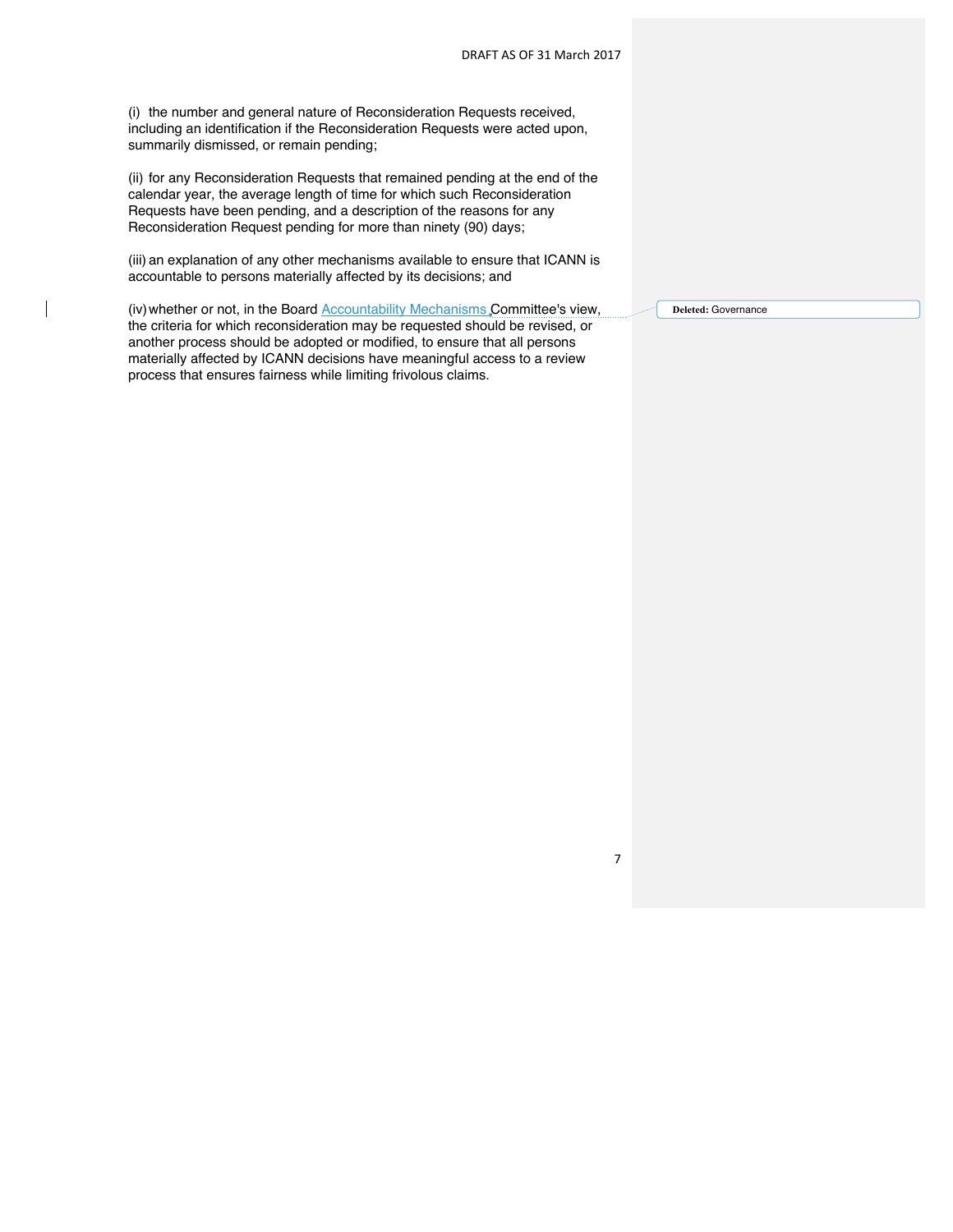(i) the number and general nature of Reconsideration Requests received, including an identification if the Reconsideration Requests were acted upon, summarily dismissed, or remain pending;

(ii) for any Reconsideration Requests that remained pending at the end of the calendar year, the average length of time for which such Reconsideration Requests have been pending, and a description of the reasons for any Reconsideration Request pending for more than ninety (90) days;

(iii) an explanation of any other mechanisms available to ensure that ICANN is accountable to persons materially affected by its decisions; and

(iv) whether or not, in the Board Accountability Mechanisms Committee's view, the criteria for which reconsideration may be requested should be revised, or another process should be adopted or modified, to ensure that all persons materially affected by ICANN decisions have meaningful access to a review process that ensures fairness while limiting frivolous claims.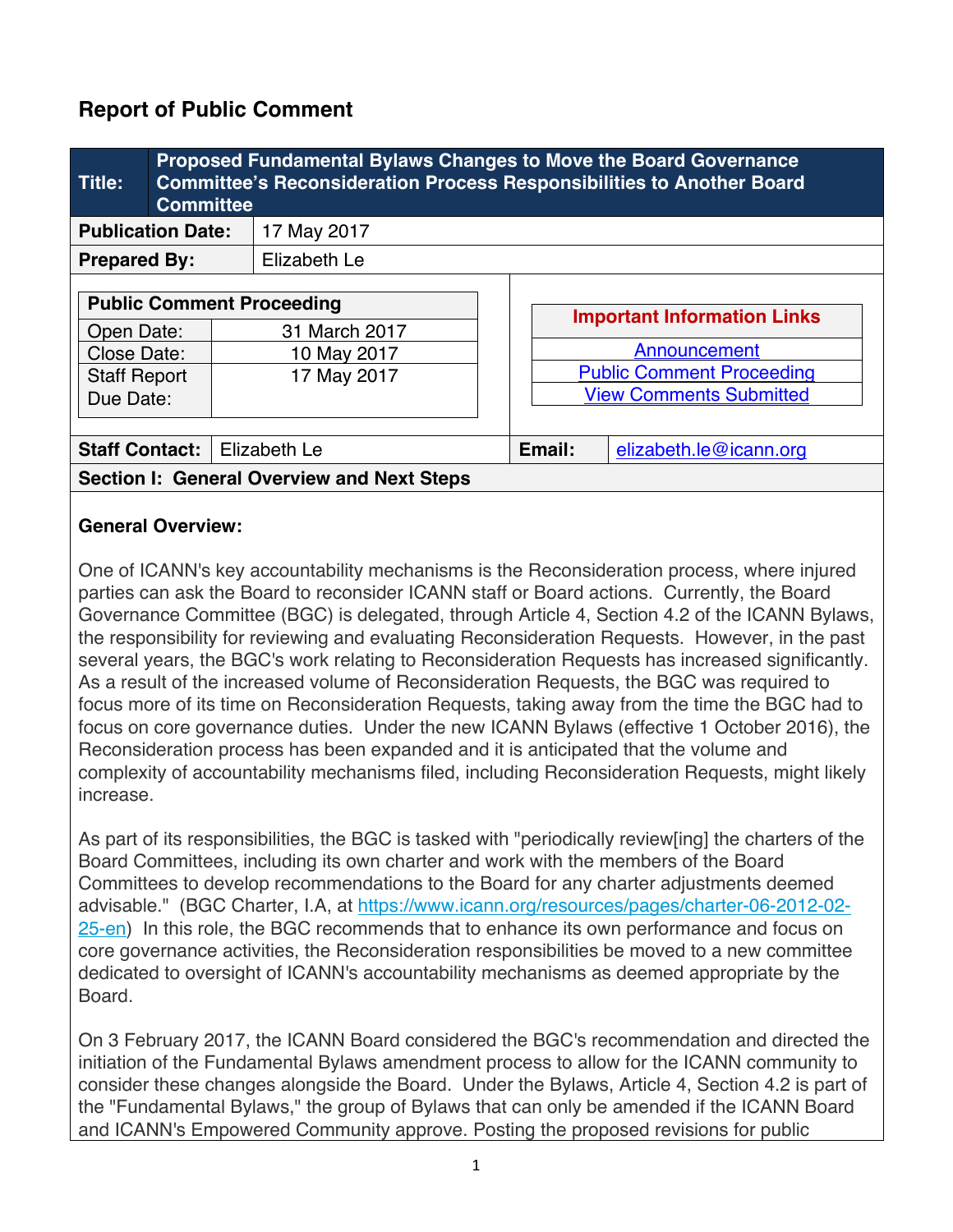# Report of Public Comment

| Title: | Proposed Fundamental Bylaws Changes to Move the Board Governance Committee's Reconsideration Process Responsibilities to Another Board Committee |
|---|---|
| **Publication Date:** | 17 May 2017 |
| **Prepared By:** | Elizabeth Le |

| Public Comment Proceeding | |
|---|---|
| Open Date: | 31 March 2017 |
| Close Date: | 10 May 2017 |
| Staff Report Due Date: | 17 May 2017 |

| Important Information Links |
|---|
| Announcement |
| Public Comment Proceeding |
| View Comments Submitted |

| **Staff Contact:** | Elizabeth Le | **Email:** | elizabeth.le@icann.org |
|---|---|---|---|

**Section I: General Overview and Next Steps**

**General Overview:**

One of ICANN's key accountability mechanisms is the Reconsideration process, where injured parties can ask the Board to reconsider ICANN staff or Board actions. Currently, the Board Governance Committee (BGC) is delegated, through Article 4, Section 4.2 of the ICANN Bylaws, the responsibility for reviewing and evaluating Reconsideration Requests. However, in the past several years, the BGC's work relating to Reconsideration Requests has increased significantly. As a result of the increased volume of Reconsideration Requests, the BGC was required to focus more of its time on Reconsideration Requests, taking away from the time the BGC had to focus on core governance duties. Under the new ICANN Bylaws (effective 1 October 2016), the Reconsideration process has been expanded and it is anticipated that the volume and complexity of accountability mechanisms filed, including Reconsideration Requests, might likely increase.

As part of its responsibilities, the BGC is tasked with "periodically review[ing] the charters of the Board Committees, including its own charter and work with the members of the Board Committees to develop recommendations to the Board for any charter adjustments deemed advisable." (BGC Charter, I.A, at https://www.icann.org/resources/pages/charter-06-2012-02-25-en) In this role, the BGC recommends that to enhance its own performance and focus on core governance activities, the Reconsideration responsibilities be moved to a new committee dedicated to oversight of ICANN's accountability mechanisms as deemed appropriate by the Board.

On 3 February 2017, the ICANN Board considered the BGC's recommendation and directed the initiation of the Fundamental Bylaws amendment process to allow for the ICANN community to consider these changes alongside the Board. Under the Bylaws, Article 4, Section 4.2 is part of the "Fundamental Bylaws," the group of Bylaws that can only be amended if the ICANN Board and ICANN's Empowered Community approve. Posting the proposed revisions for public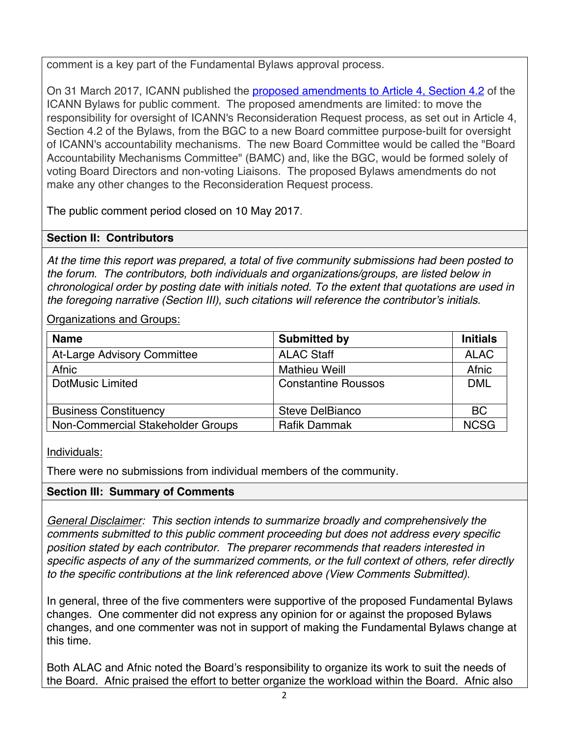comment is a key part of the Fundamental Bylaws approval process.

On 31 March 2017, ICANN published the [proposed amendments to Article 4, Section 4.2] of the ICANN Bylaws for public comment. The proposed amendments are limited: to move the responsibility for oversight of ICANN's Reconsideration Request process, as set out in Article 4, Section 4.2 of the Bylaws, from the BGC to a new Board committee purpose-built for oversight of ICANN's accountability mechanisms. The new Board Committee would be called the "Board Accountability Mechanisms Committee" (BAMC) and, like the BGC, would be formed solely of voting Board Directors and non-voting Liaisons. The proposed Bylaws amendments do not make any other changes to the Reconsideration Request process.

The public comment period closed on 10 May 2017.

## Section II: Contributors

*At the time this report was prepared, a total of five community submissions had been posted to the forum. The contributors, both individuals and organizations/groups, are listed below in chronological order by posting date with initials noted. To the extent that quotations are used in the foregoing narrative (Section III), such citations will reference the contributor's initials.*

Organizations and Groups:

| Name | Submitted by | Initials |
|---|---|---|
| At-Large Advisory Committee | ALAC Staff | ALAC |
| Afnic | Mathieu Weill | Afnic |
| DotMusic Limited | Constantine Roussos | DML |
| Business Constituency | Steve DelBianco | BC |
| Non-Commercial Stakeholder Groups | Rafik Dammak | NCSG |

Individuals:

There were no submissions from individual members of the community.

## Section III: Summary of Comments

*General Disclaimer: This section intends to summarize broadly and comprehensively the comments submitted to this public comment proceeding but does not address every specific position stated by each contributor. The preparer recommends that readers interested in specific aspects of any of the summarized comments, or the full context of others, refer directly to the specific contributions at the link referenced above (View Comments Submitted).*

In general, three of the five commenters were supportive of the proposed Fundamental Bylaws changes. One commenter did not express any opinion for or against the proposed Bylaws changes, and one commenter was not in support of making the Fundamental Bylaws change at this time.

Both ALAC and Afnic noted the Board's responsibility to organize its work to suit the needs of the Board. Afnic praised the effort to better organize the workload within the Board. Afnic also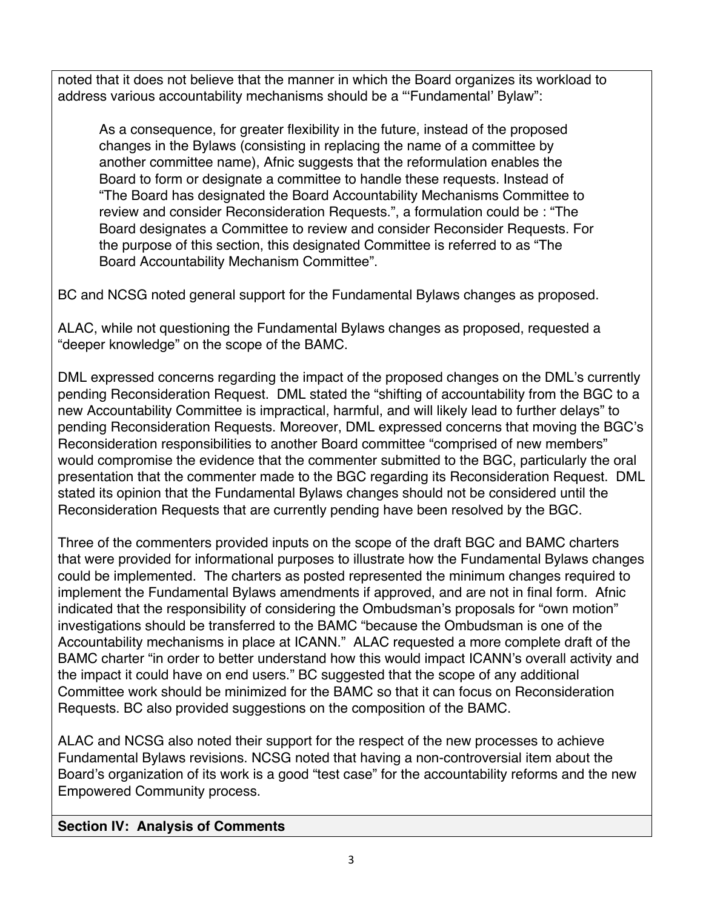noted that it does not believe that the manner in which the Board organizes its workload to address various accountability mechanisms should be a "'Fundamental' Bylaw":

> As a consequence, for greater flexibility in the future, instead of the proposed changes in the Bylaws (consisting in replacing the name of a committee by another committee name), Afnic suggests that the reformulation enables the Board to form or designate a committee to handle these requests. Instead of "The Board has designated the Board Accountability Mechanisms Committee to review and consider Reconsideration Requests.", a formulation could be : "The Board designates a Committee to review and consider Reconsider Requests. For the purpose of this section, this designated Committee is referred to as "The Board Accountability Mechanism Committee".

BC and NCSG noted general support for the Fundamental Bylaws changes as proposed.

ALAC, while not questioning the Fundamental Bylaws changes as proposed, requested a "deeper knowledge" on the scope of the BAMC.

DML expressed concerns regarding the impact of the proposed changes on the DML's currently pending Reconsideration Request. DML stated the "shifting of accountability from the BGC to a new Accountability Committee is impractical, harmful, and will likely lead to further delays" to pending Reconsideration Requests. Moreover, DML expressed concerns that moving the BGC's Reconsideration responsibilities to another Board committee "comprised of new members" would compromise the evidence that the commenter submitted to the BGC, particularly the oral presentation that the commenter made to the BGC regarding its Reconsideration Request. DML stated its opinion that the Fundamental Bylaws changes should not be considered until the Reconsideration Requests that are currently pending have been resolved by the BGC.

Three of the commenters provided inputs on the scope of the draft BGC and BAMC charters that were provided for informational purposes to illustrate how the Fundamental Bylaws changes could be implemented. The charters as posted represented the minimum changes required to implement the Fundamental Bylaws amendments if approved, and are not in final form. Afnic indicated that the responsibility of considering the Ombudsman's proposals for "own motion" investigations should be transferred to the BAMC "because the Ombudsman is one of the Accountability mechanisms in place at ICANN." ALAC requested a more complete draft of the BAMC charter "in order to better understand how this would impact ICANN's overall activity and the impact it could have on end users." BC suggested that the scope of any additional Committee work should be minimized for the BAMC so that it can focus on Reconsideration Requests. BC also provided suggestions on the composition of the BAMC.

ALAC and NCSG also noted their support for the respect of the new processes to achieve Fundamental Bylaws revisions. NCSG noted that having a non-controversial item about the Board's organization of its work is a good "test case" for the accountability reforms and the new Empowered Community process.

**Section IV: Analysis of Comments**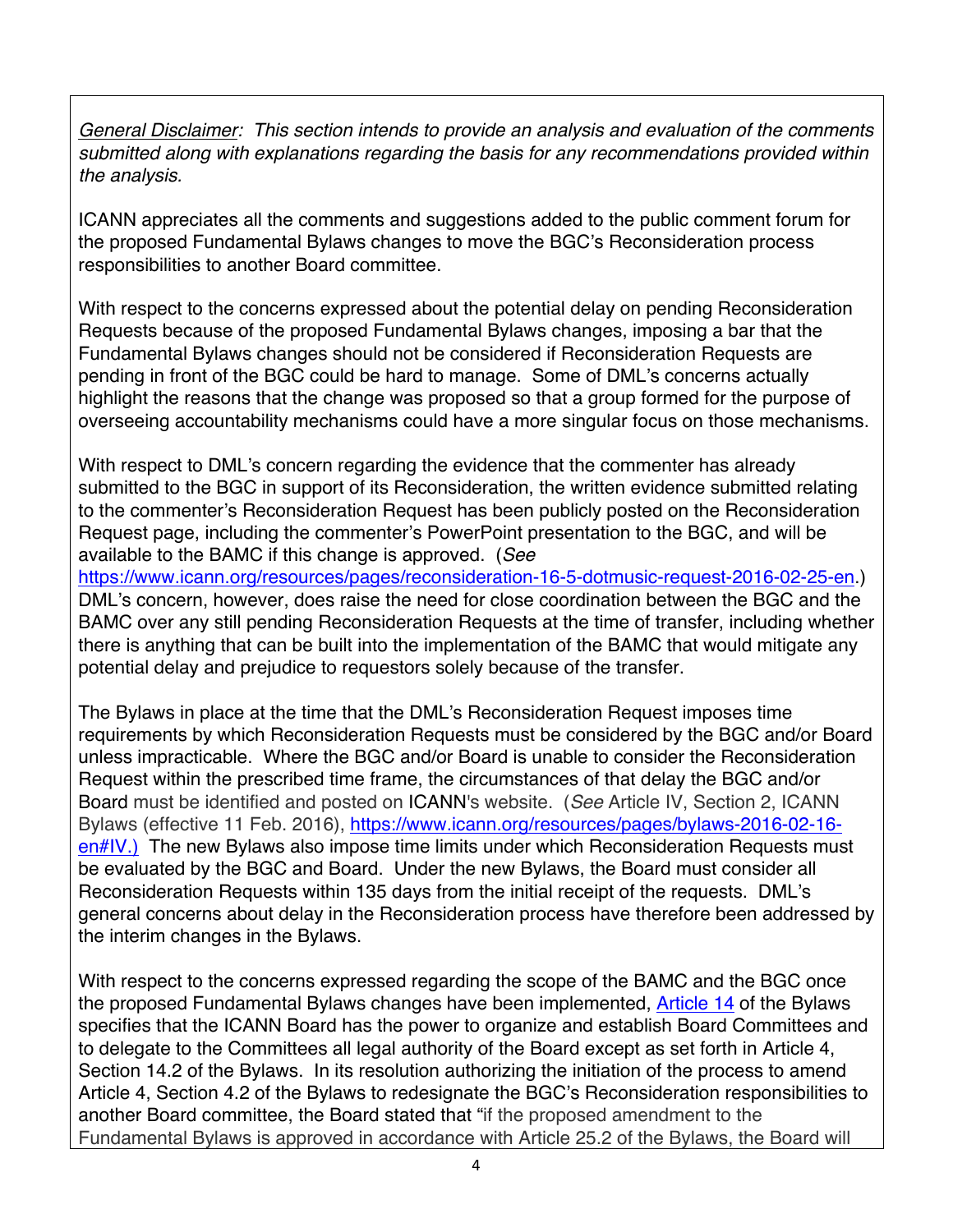*General Disclaimer: This section intends to provide an analysis and evaluation of the comments submitted along with explanations regarding the basis for any recommendations provided within the analysis.*

ICANN appreciates all the comments and suggestions added to the public comment forum for the proposed Fundamental Bylaws changes to move the BGC's Reconsideration process responsibilities to another Board committee.

With respect to the concerns expressed about the potential delay on pending Reconsideration Requests because of the proposed Fundamental Bylaws changes, imposing a bar that the Fundamental Bylaws changes should not be considered if Reconsideration Requests are pending in front of the BGC could be hard to manage. Some of DML's concerns actually highlight the reasons that the change was proposed so that a group formed for the purpose of overseeing accountability mechanisms could have a more singular focus on those mechanisms.

With respect to DML's concern regarding the evidence that the commenter has already submitted to the BGC in support of its Reconsideration, the written evidence submitted relating to the commenter's Reconsideration Request has been publicly posted on the Reconsideration Request page, including the commenter's PowerPoint presentation to the BGC, and will be available to the BAMC if this change is approved. (*See* https://www.icann.org/resources/pages/reconsideration-16-5-dotmusic-request-2016-02-25-en.) DML's concern, however, does raise the need for close coordination between the BGC and the BAMC over any still pending Reconsideration Requests at the time of transfer, including whether there is anything that can be built into the implementation of the BAMC that would mitigate any potential delay and prejudice to requestors solely because of the transfer.

The Bylaws in place at the time that the DML's Reconsideration Request imposes time requirements by which Reconsideration Requests must be considered by the BGC and/or Board unless impracticable. Where the BGC and/or Board is unable to consider the Reconsideration Request within the prescribed time frame, the circumstances of that delay the BGC and/or Board must be identified and posted on ICANN's website. (*See* Article IV, Section 2, ICANN Bylaws (effective 11 Feb. 2016), https://www.icann.org/resources/pages/bylaws-2016-02-16-en#IV.) The new Bylaws also impose time limits under which Reconsideration Requests must be evaluated by the BGC and Board. Under the new Bylaws, the Board must consider all Reconsideration Requests within 135 days from the initial receipt of the requests. DML's general concerns about delay in the Reconsideration process have therefore been addressed by the interim changes in the Bylaws.

With respect to the concerns expressed regarding the scope of the BAMC and the BGC once the proposed Fundamental Bylaws changes have been implemented, Article 14 of the Bylaws specifies that the ICANN Board has the power to organize and establish Board Committees and to delegate to the Committees all legal authority of the Board except as set forth in Article 4, Section 14.2 of the Bylaws. In its resolution authorizing the initiation of the process to amend Article 4, Section 4.2 of the Bylaws to redesignate the BGC's Reconsideration responsibilities to another Board committee, the Board stated that "if the proposed amendment to the Fundamental Bylaws is approved in accordance with Article 25.2 of the Bylaws, the Board will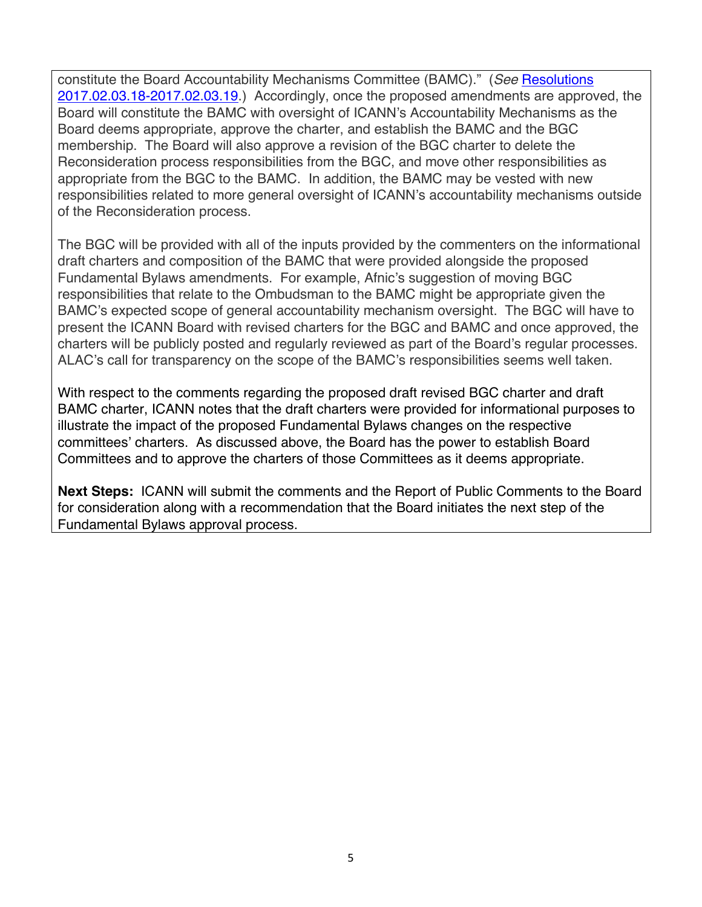constitute the Board Accountability Mechanisms Committee (BAMC)." (*See* Resolutions 2017.02.03.18-2017.02.03.19.) Accordingly, once the proposed amendments are approved, the Board will constitute the BAMC with oversight of ICANN's Accountability Mechanisms as the Board deems appropriate, approve the charter, and establish the BAMC and the BGC membership. The Board will also approve a revision of the BGC charter to delete the Reconsideration process responsibilities from the BGC, and move other responsibilities as appropriate from the BGC to the BAMC. In addition, the BAMC may be vested with new responsibilities related to more general oversight of ICANN's accountability mechanisms outside of the Reconsideration process.

The BGC will be provided with all of the inputs provided by the commenters on the informational draft charters and composition of the BAMC that were provided alongside the proposed Fundamental Bylaws amendments. For example, Afnic's suggestion of moving BGC responsibilities that relate to the Ombudsman to the BAMC might be appropriate given the BAMC's expected scope of general accountability mechanism oversight. The BGC will have to present the ICANN Board with revised charters for the BGC and BAMC and once approved, the charters will be publicly posted and regularly reviewed as part of the Board's regular processes. ALAC's call for transparency on the scope of the BAMC's responsibilities seems well taken.

With respect to the comments regarding the proposed draft revised BGC charter and draft BAMC charter, ICANN notes that the draft charters were provided for informational purposes to illustrate the impact of the proposed Fundamental Bylaws changes on the respective committees' charters. As discussed above, the Board has the power to establish Board Committees and to approve the charters of those Committees as it deems appropriate.

**Next Steps:** ICANN will submit the comments and the Report of Public Comments to the Board for consideration along with a recommendation that the Board initiates the next step of the Fundamental Bylaws approval process.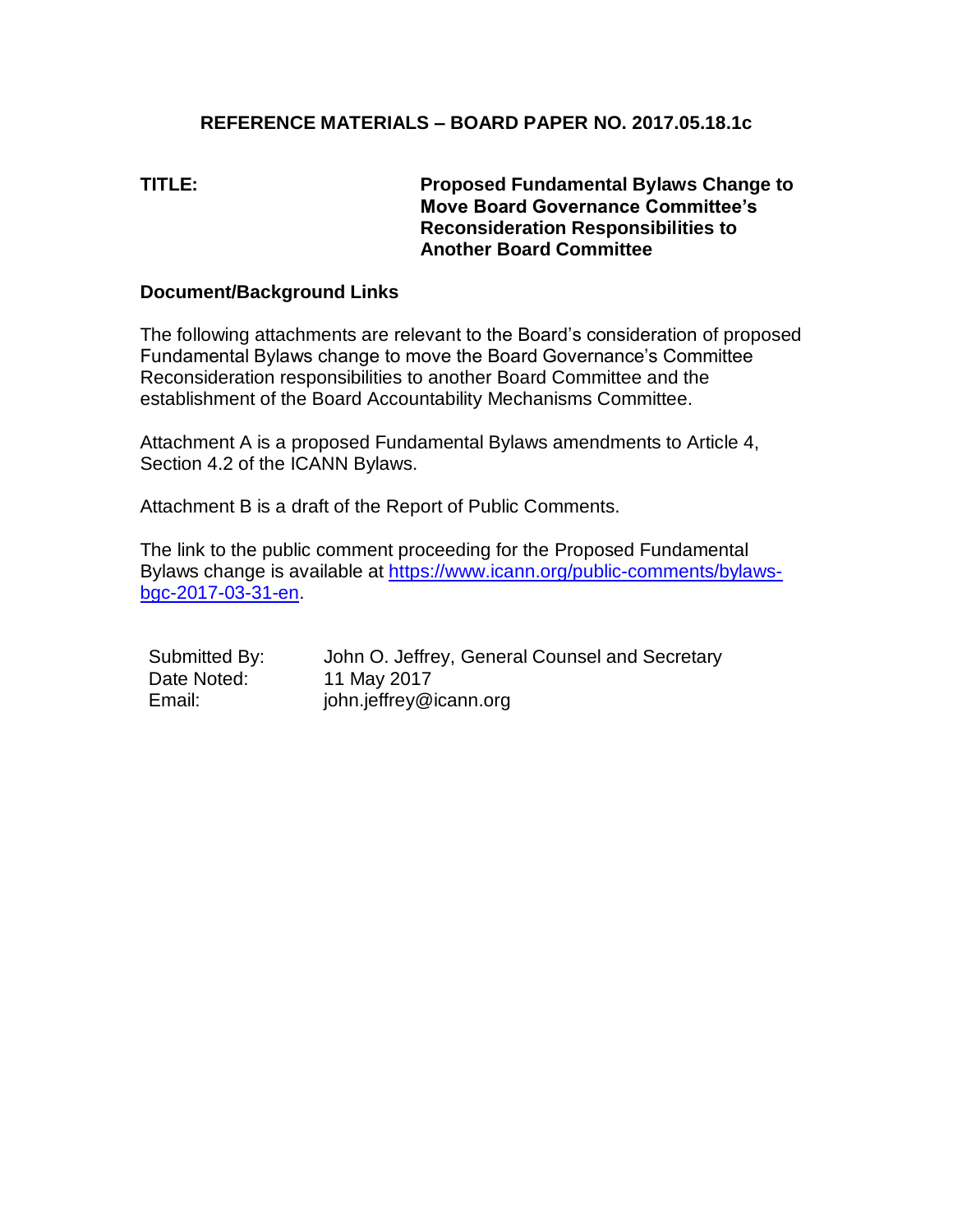**REFERENCE MATERIALS – BOARD PAPER NO. 2017.05.18.1c**

**TITLE:** **Proposed Fundamental Bylaws Change to Move Board Governance Committee's Reconsideration Responsibilities to Another Board Committee**

**Document/Background Links**

The following attachments are relevant to the Board's consideration of proposed Fundamental Bylaws change to move the Board Governance's Committee Reconsideration responsibilities to another Board Committee and the establishment of the Board Accountability Mechanisms Committee.

Attachment A is a proposed Fundamental Bylaws amendments to Article 4, Section 4.2 of the ICANN Bylaws.

Attachment B is a draft of the Report of Public Comments.

The link to the public comment proceeding for the Proposed Fundamental Bylaws change is available at [https://www.icann.org/public-comments/bylaws-bgc-2017-03-31-en](https://www.icann.org/public-comments/bylaws-bgc-2017-03-31-en).

| | |
|---|---|
| Submitted By: | John O. Jeffrey, General Counsel and Secretary |
| Date Noted: | 11 May 2017 |
| Email: | john.jeffrey@icann.org |